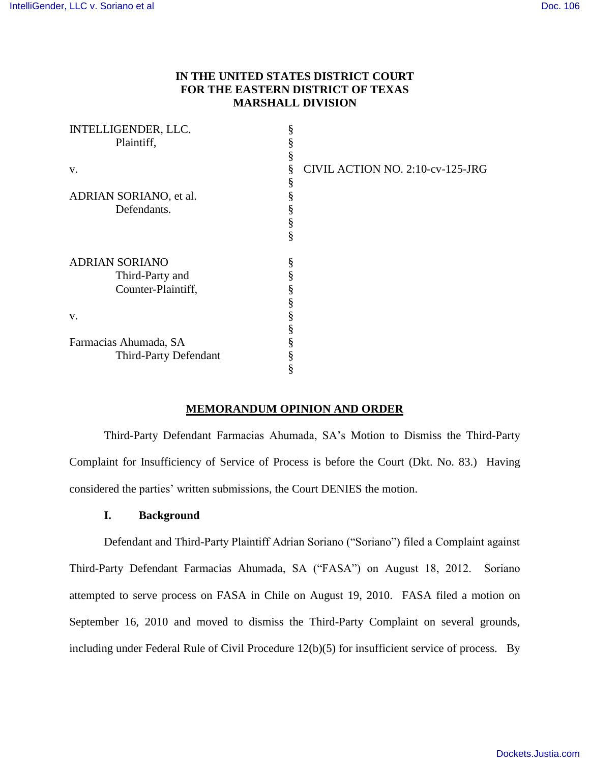**IN THE UNITED STATES DISTRICT COURT**
**FOR THE EASTERN DISTRICT OF TEXAS**
**MARSHALL DIVISION**

| | | |
|---|---|---|
| INTELLIGENDER, LLC.<br>Plaintiff, | § | |
| v. | § | CIVIL ACTION NO. 2:10-cv-125-JRG |
| ADRIAN SORIANO, et al.<br>Defendants. | § | |
| ADRIAN SORIANO<br>Third-Party and<br>Counter-Plaintiff, | § | |
| v. | § | |
| Farmacias Ahumada, SA<br>Third-Party Defendant | § | |

## MEMORANDUM OPINION AND ORDER

Third-Party Defendant Farmacias Ahumada, SA's Motion to Dismiss the Third-Party Complaint for Insufficiency of Service of Process is before the Court (Dkt. No. 83.) Having considered the parties' written submissions, the Court DENIES the motion.

### I. Background

Defendant and Third-Party Plaintiff Adrian Soriano ("Soriano") filed a Complaint against Third-Party Defendant Farmacias Ahumada, SA ("FASA") on August 18, 2012. Soriano attempted to serve process on FASA in Chile on August 19, 2010. FASA filed a motion on September 16, 2010 and moved to dismiss the Third-Party Complaint on several grounds, including under Federal Rule of Civil Procedure 12(b)(5) for insufficient service of process. By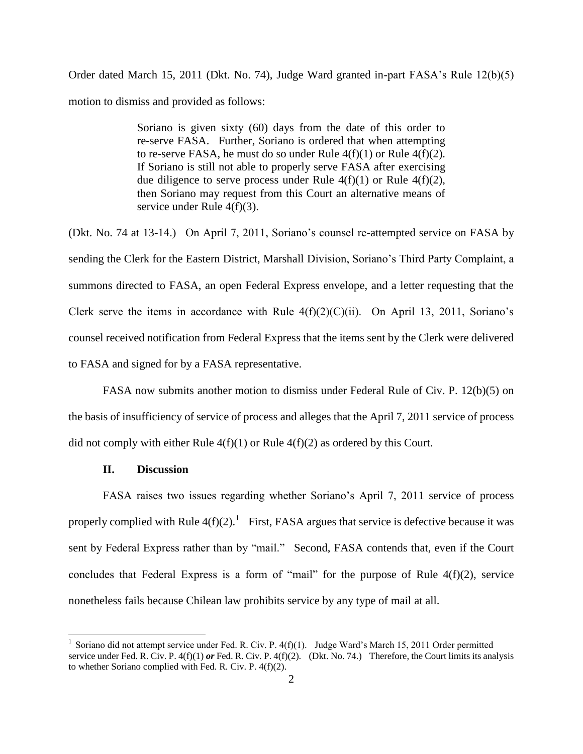Order dated March 15, 2011 (Dkt. No. 74), Judge Ward granted in-part FASA's Rule 12(b)(5) motion to dismiss and provided as follows:

> Soriano is given sixty (60) days from the date of this order to re-serve FASA. Further, Soriano is ordered that when attempting to re-serve FASA, he must do so under Rule 4(f)(1) or Rule 4(f)(2). If Soriano is still not able to properly serve FASA after exercising due diligence to serve process under Rule 4(f)(1) or Rule 4(f)(2), then Soriano may request from this Court an alternative means of service under Rule 4(f)(3).

(Dkt. No. 74 at 13-14.) On April 7, 2011, Soriano's counsel re-attempted service on FASA by sending the Clerk for the Eastern District, Marshall Division, Soriano's Third Party Complaint, a summons directed to FASA, an open Federal Express envelope, and a letter requesting that the Clerk serve the items in accordance with Rule 4(f)(2)(C)(ii). On April 13, 2011, Soriano's counsel received notification from Federal Express that the items sent by the Clerk were delivered to FASA and signed for by a FASA representative.

FASA now submits another motion to dismiss under Federal Rule of Civ. P. 12(b)(5) on the basis of insufficiency of service of process and alleges that the April 7, 2011 service of process did not comply with either Rule 4(f)(1) or Rule 4(f)(2) as ordered by this Court.

## II. Discussion

FASA raises two issues regarding whether Soriano's April 7, 2011 service of process properly complied with Rule 4(f)(2).[1] First, FASA argues that service is defective because it was sent by Federal Express rather than by "mail." Second, FASA contends that, even if the Court concludes that Federal Express is a form of "mail" for the purpose of Rule 4(f)(2), service nonetheless fails because Chilean law prohibits service by any type of mail at all.

---

[1] Soriano did not attempt service under Fed. R. Civ. P. 4(f)(1). Judge Ward's March 15, 2011 Order permitted service under Fed. R. Civ. P. 4(f)(1) ***or*** Fed. R. Civ. P. 4(f)(2). (Dkt. No. 74.) Therefore, the Court limits its analysis to whether Soriano complied with Fed. R. Civ. P. 4(f)(2).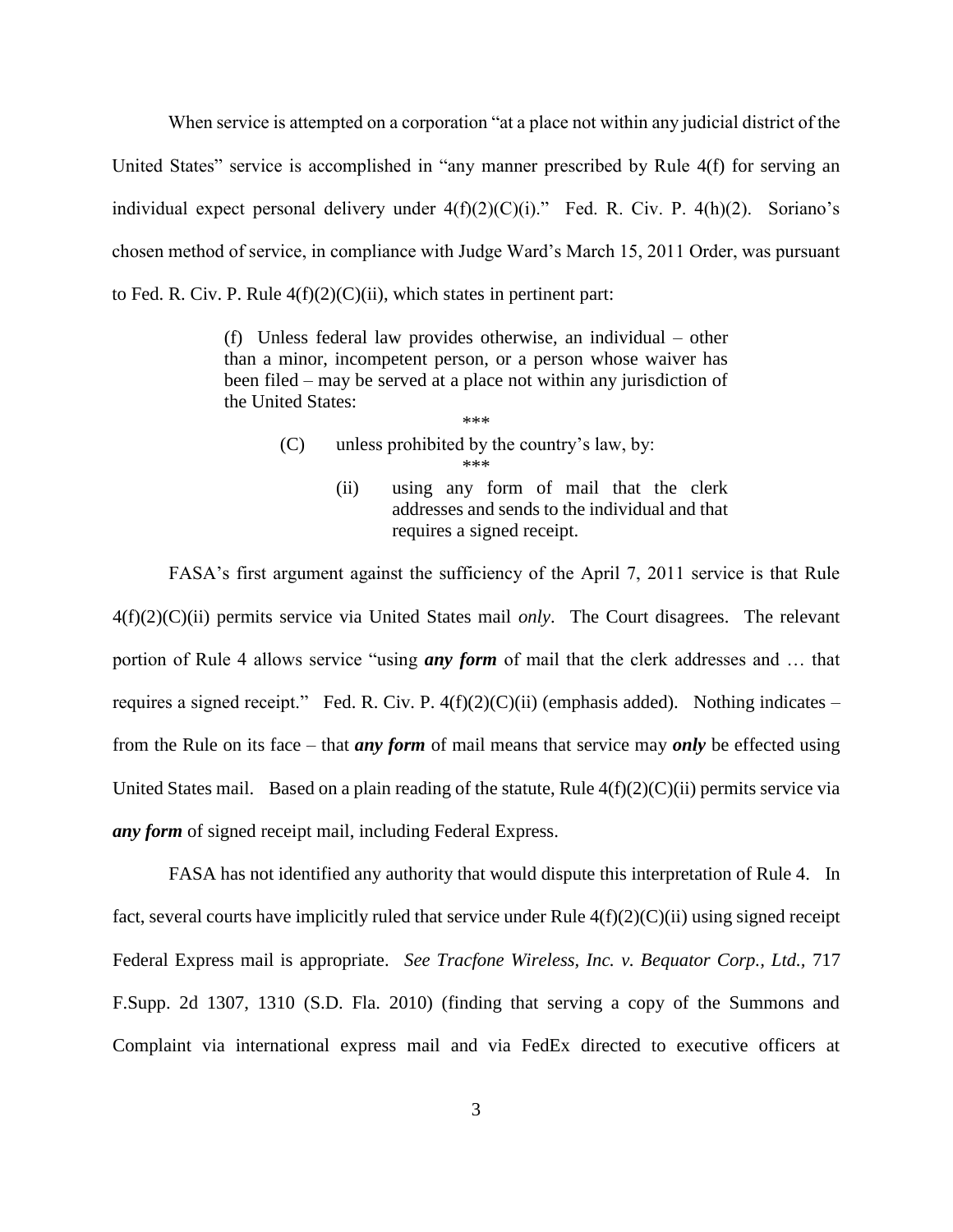When service is attempted on a corporation "at a place not within any judicial district of the United States" service is accomplished in "any manner prescribed by Rule 4(f) for serving an individual expect personal delivery under 4(f)(2)(C)(i)." Fed. R. Civ. P. 4(h)(2). Soriano's chosen method of service, in compliance with Judge Ward's March 15, 2011 Order, was pursuant to Fed. R. Civ. P. Rule 4(f)(2)(C)(ii), which states in pertinent part:

> (f) Unless federal law provides otherwise, an individual – other than a minor, incompetent person, or a person whose waiver has been filed – may be served at a place not within any jurisdiction of the United States:
>
> \*\*\*
>
> (C) unless prohibited by the country's law, by:
>
> \*\*\*
>
> (ii) using any form of mail that the clerk addresses and sends to the individual and that requires a signed receipt.

FASA's first argument against the sufficiency of the April 7, 2011 service is that Rule 4(f)(2)(C)(ii) permits service via United States mail *only*. The Court disagrees. The relevant portion of Rule 4 allows service "using ***any form*** of mail that the clerk addresses and … that requires a signed receipt." Fed. R. Civ. P. 4(f)(2)(C)(ii) (emphasis added). Nothing indicates – from the Rule on its face – that ***any form*** of mail means that service may ***only*** be effected using United States mail. Based on a plain reading of the statute, Rule 4(f)(2)(C)(ii) permits service via ***any form*** of signed receipt mail, including Federal Express.

FASA has not identified any authority that would dispute this interpretation of Rule 4. In fact, several courts have implicitly ruled that service under Rule 4(f)(2)(C)(ii) using signed receipt Federal Express mail is appropriate. *See Tracfone Wireless, Inc. v. Bequator Corp., Ltd.*, 717 F.Supp. 2d 1307, 1310 (S.D. Fla. 2010) (finding that serving a copy of the Summons and Complaint via international express mail and via FedEx directed to executive officers at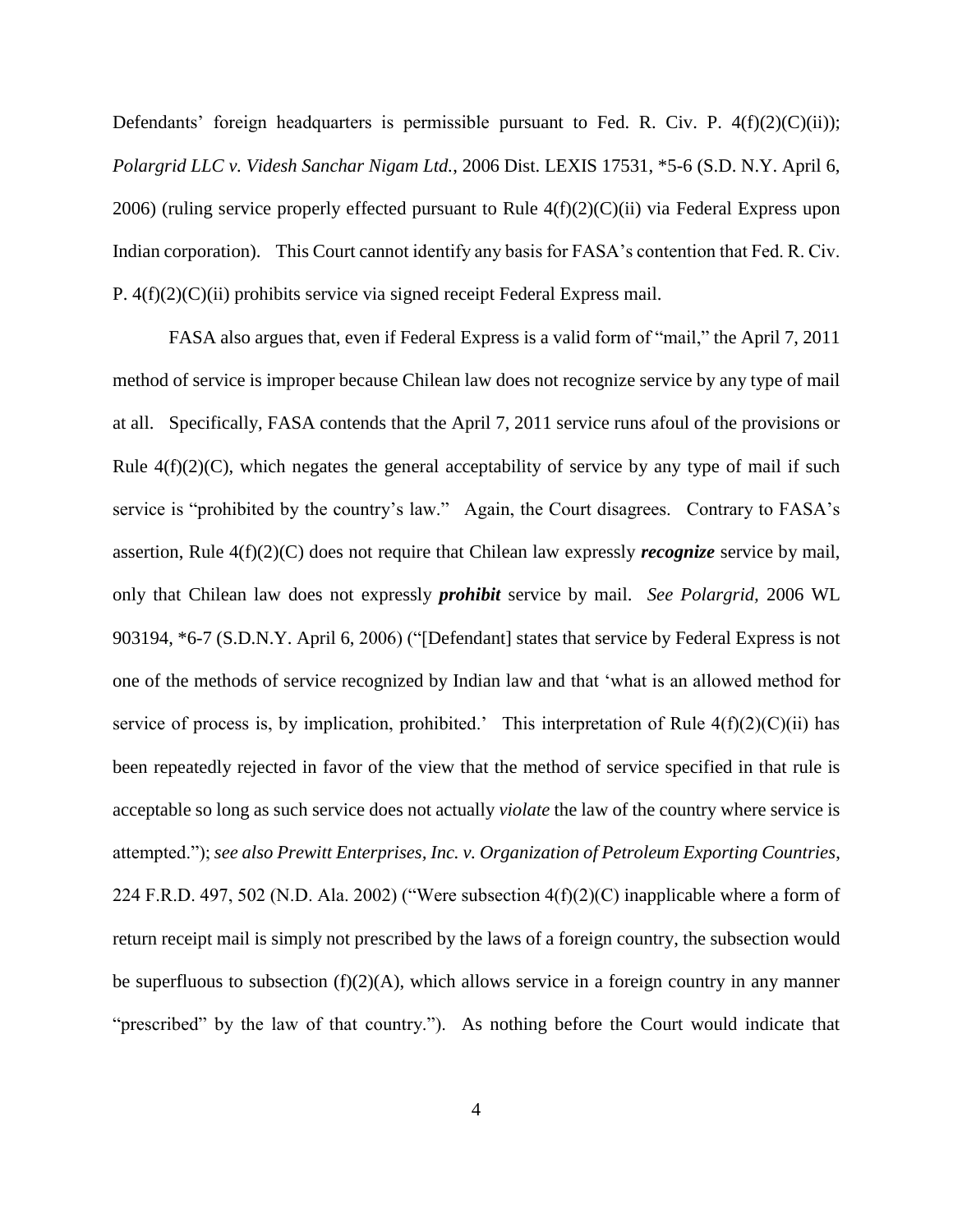Defendants' foreign headquarters is permissible pursuant to Fed. R. Civ. P. 4(f)(2)(C)(ii)); *Polargrid LLC v. Videsh Sanchar Nigam Ltd.*, 2006 Dist. LEXIS 17531, *5-6 (S.D. N.Y. April 6, 2006) (ruling service properly effected pursuant to Rule 4(f)(2)(C)(ii) via Federal Express upon Indian corporation). This Court cannot identify any basis for FASA's contention that Fed. R. Civ. P. 4(f)(2)(C)(ii) prohibits service via signed receipt Federal Express mail.

FASA also argues that, even if Federal Express is a valid form of "mail," the April 7, 2011 method of service is improper because Chilean law does not recognize service by any type of mail at all. Specifically, FASA contends that the April 7, 2011 service runs afoul of the provisions or Rule 4(f)(2)(C), which negates the general acceptability of service by any type of mail if such service is "prohibited by the country's law." Again, the Court disagrees. Contrary to FASA's assertion, Rule 4(f)(2)(C) does not require that Chilean law expressly ***recognize*** service by mail, only that Chilean law does not expressly ***prohibit*** service by mail. *See Polargrid*, 2006 WL 903194, *6-7 (S.D.N.Y. April 6, 2006) ("[Defendant] states that service by Federal Express is not one of the methods of service recognized by Indian law and that 'what is an allowed method for service of process is, by implication, prohibited.' This interpretation of Rule 4(f)(2)(C)(ii) has been repeatedly rejected in favor of the view that the method of service specified in that rule is acceptable so long as such service does not actually *violate* the law of the country where service is attempted."); *see also Prewitt Enterprises, Inc. v. Organization of Petroleum Exporting Countries*, 224 F.R.D. 497, 502 (N.D. Ala. 2002) ("Were subsection 4(f)(2)(C) inapplicable where a form of return receipt mail is simply not prescribed by the laws of a foreign country, the subsection would be superfluous to subsection (f)(2)(A), which allows service in a foreign country in any manner "prescribed" by the law of that country."). As nothing before the Court would indicate that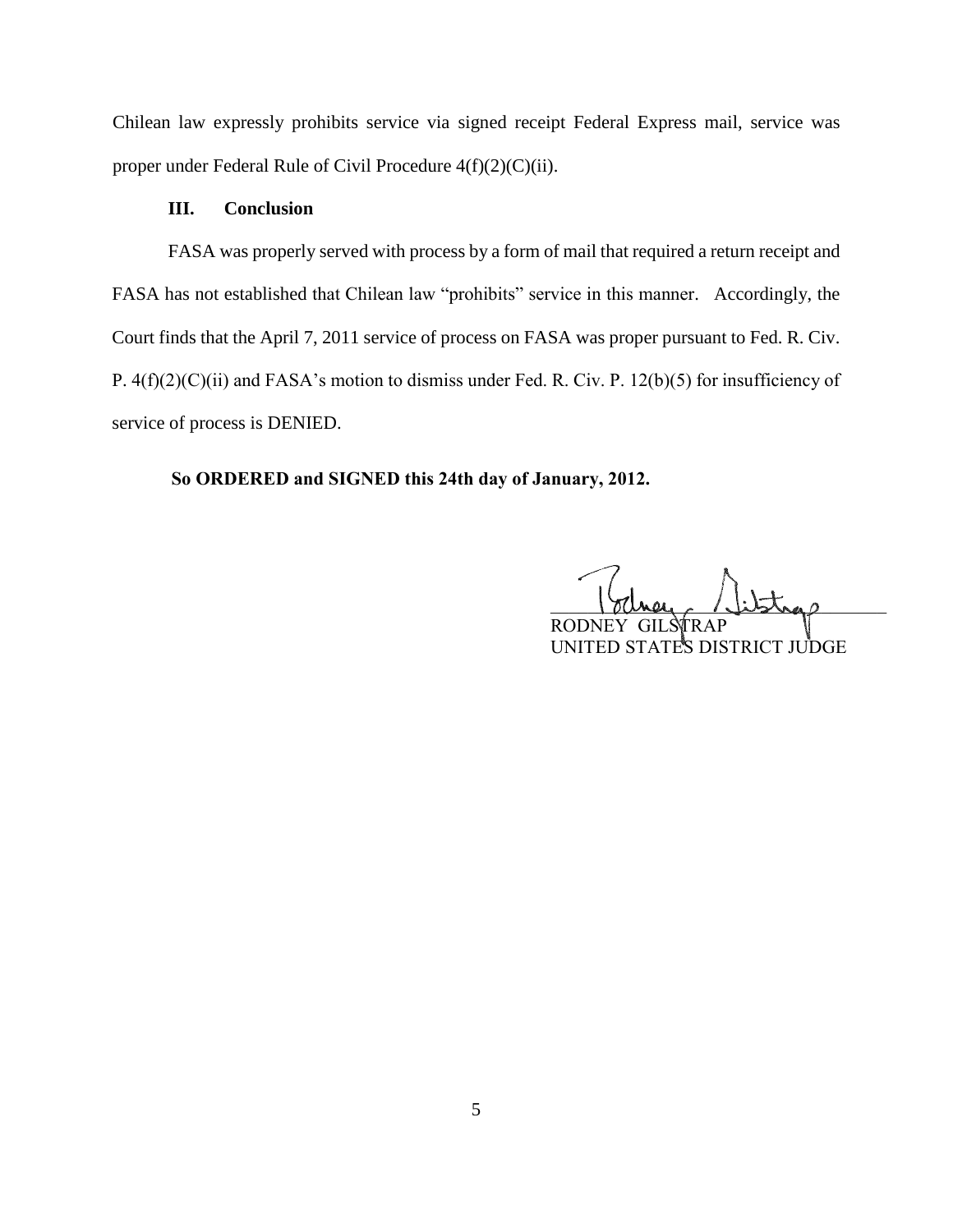Chilean law expressly prohibits service via signed receipt Federal Express mail, service was proper under Federal Rule of Civil Procedure 4(f)(2)(C)(ii).

### III. Conclusion

FASA was properly served with process by a form of mail that required a return receipt and FASA has not established that Chilean law "prohibits" service in this manner. Accordingly, the Court finds that the April 7, 2011 service of process on FASA was proper pursuant to Fed. R. Civ. P. 4(f)(2)(C)(ii) and FASA's motion to dismiss under Fed. R. Civ. P. 12(b)(5) for insufficiency of service of process is DENIED.

**So ORDERED and SIGNED this 24th day of January, 2012.**

RODNEY GILSTRAP
UNITED STATES DISTRICT JUDGE